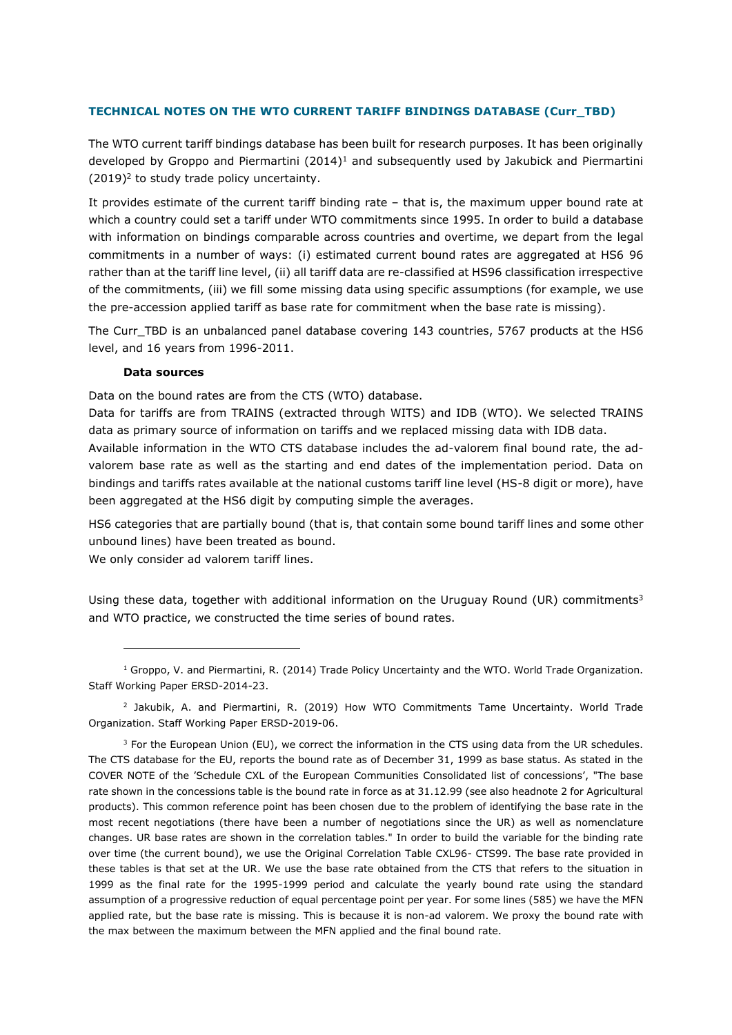## TECHNICAL NOTES ON THE WTO CURRENT TARIFF BINDINGS DATABASE (Curr_TBD)

The WTO current tariff bindings database has been built for research purposes. It has been originally developed by Groppo and Piermartini (2014)[1] and subsequently used by Jakubick and Piermartini (2019)[2] to study trade policy uncertainty.

It provides estimate of the current tariff binding rate – that is, the maximum upper bound rate at which a country could set a tariff under WTO commitments since 1995. In order to build a database with information on bindings comparable across countries and overtime, we depart from the legal commitments in a number of ways: (i) estimated current bound rates are aggregated at HS6 96 rather than at the tariff line level, (ii) all tariff data are re-classified at HS96 classification irrespective of the commitments, (iii) we fill some missing data using specific assumptions (for example, we use the pre-accession applied tariff as base rate for commitment when the base rate is missing).

The Curr_TBD is an unbalanced panel database covering 143 countries, 5767 products at the HS6 level, and 16 years from 1996-2011.

### Data sources

Data on the bound rates are from the CTS (WTO) database.
Data for tariffs are from TRAINS (extracted through WITS) and IDB (WTO). We selected TRAINS data as primary source of information on tariffs and we replaced missing data with IDB data.
Available information in the WTO CTS database includes the ad-valorem final bound rate, the ad-valorem base rate as well as the starting and end dates of the implementation period. Data on bindings and tariffs rates available at the national customs tariff line level (HS-8 digit or more), have been aggregated at the HS6 digit by computing simple the averages.

HS6 categories that are partially bound (that is, that contain some bound tariff lines and some other unbound lines) have been treated as bound.
We only consider ad valorem tariff lines.

Using these data, together with additional information on the Uruguay Round (UR) commitments[3] and WTO practice, we constructed the time series of bound rates.

---

[1] Groppo, V. and Piermartini, R. (2014) Trade Policy Uncertainty and the WTO. World Trade Organization. Staff Working Paper ERSD-2014-23.

[2] Jakubik, A. and Piermartini, R. (2019) How WTO Commitments Tame Uncertainty. World Trade Organization. Staff Working Paper ERSD-2019-06.

[3] For the European Union (EU), we correct the information in the CTS using data from the UR schedules. The CTS database for the EU, reports the bound rate as of December 31, 1999 as base status. As stated in the COVER NOTE of the 'Schedule CXL of the European Communities Consolidated list of concessions', "The base rate shown in the concessions table is the bound rate in force as at 31.12.99 (see also headnote 2 for Agricultural products). This common reference point has been chosen due to the problem of identifying the base rate in the most recent negotiations (there have been a number of negotiations since the UR) as well as nomenclature changes. UR base rates are shown in the correlation tables." In order to build the variable for the binding rate over time (the current bound), we use the Original Correlation Table CXL96- CTS99. The base rate provided in these tables is that set at the UR. We use the base rate obtained from the CTS that refers to the situation in 1999 as the final rate for the 1995-1999 period and calculate the yearly bound rate using the standard assumption of a progressive reduction of equal percentage point per year. For some lines (585) we have the MFN applied rate, but the base rate is missing. This is because it is non-ad valorem. We proxy the bound rate with the max between the maximum between the MFN applied and the final bound rate.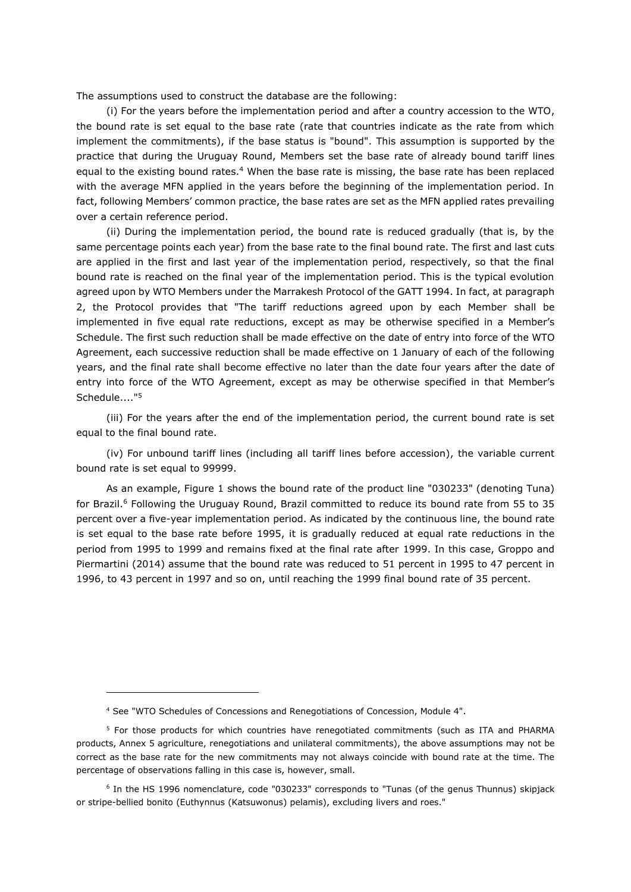The assumptions used to construct the database are the following:

(i) For the years before the implementation period and after a country accession to the WTO, the bound rate is set equal to the base rate (rate that countries indicate as the rate from which implement the commitments), if the base status is "bound". This assumption is supported by the practice that during the Uruguay Round, Members set the base rate of already bound tariff lines equal to the existing bound rates.[4] When the base rate is missing, the base rate has been replaced with the average MFN applied in the years before the beginning of the implementation period. In fact, following Members' common practice, the base rates are set as the MFN applied rates prevailing over a certain reference period.

(ii) During the implementation period, the bound rate is reduced gradually (that is, by the same percentage points each year) from the base rate to the final bound rate. The first and last cuts are applied in the first and last year of the implementation period, respectively, so that the final bound rate is reached on the final year of the implementation period. This is the typical evolution agreed upon by WTO Members under the Marrakesh Protocol of the GATT 1994. In fact, at paragraph 2, the Protocol provides that "The tariff reductions agreed upon by each Member shall be implemented in five equal rate reductions, except as may be otherwise specified in a Member's Schedule. The first such reduction shall be made effective on the date of entry into force of the WTO Agreement, each successive reduction shall be made effective on 1 January of each of the following years, and the final rate shall become effective no later than the date four years after the date of entry into force of the WTO Agreement, except as may be otherwise specified in that Member's Schedule...."[5]

(iii) For the years after the end of the implementation period, the current bound rate is set equal to the final bound rate.

(iv) For unbound tariff lines (including all tariff lines before accession), the variable current bound rate is set equal to 99999.

As an example, Figure 1 shows the bound rate of the product line "030233" (denoting Tuna) for Brazil.[6] Following the Uruguay Round, Brazil committed to reduce its bound rate from 55 to 35 percent over a five-year implementation period. As indicated by the continuous line, the bound rate is set equal to the base rate before 1995, it is gradually reduced at equal rate reductions in the period from 1995 to 1999 and remains fixed at the final rate after 1999. In this case, Groppo and Piermartini (2014) assume that the bound rate was reduced to 51 percent in 1995 to 47 percent in 1996, to 43 percent in 1997 and so on, until reaching the 1999 final bound rate of 35 percent.

---

[4] See "WTO Schedules of Concessions and Renegotiations of Concession, Module 4".

[5] For those products for which countries have renegotiated commitments (such as ITA and PHARMA products, Annex 5 agriculture, renegotiations and unilateral commitments), the above assumptions may not be correct as the base rate for the new commitments may not always coincide with bound rate at the time. The percentage of observations falling in this case is, however, small.

[6] In the HS 1996 nomenclature, code "030233" corresponds to "Tunas (of the genus Thunnus) skipjack or stripe-bellied bonito (Euthynnus (Katsuwonus) pelamis), excluding livers and roes."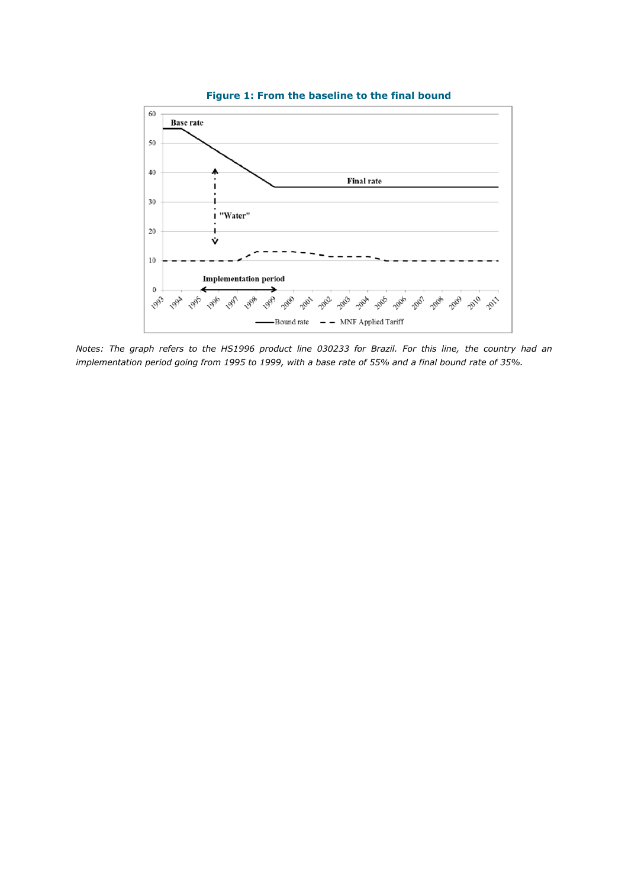**Figure 1: From the baseline to the final bound**

60
50
40
30
20
10
0

Base rate

Final rate

"Water"

Implementation period

1993 1994 1995 1996 1997 1998 1999 2000 2001 2002 2003 2004 2005 2006 2007 2008 2009 2010 2011

Bound rate — MNF Applied Tariff

*Notes: The graph refers to the HS1996 product line 030233 for Brazil. For this line, the country had an implementation period going from 1995 to 1999, with a base rate of 55% and a final bound rate of 35%.*